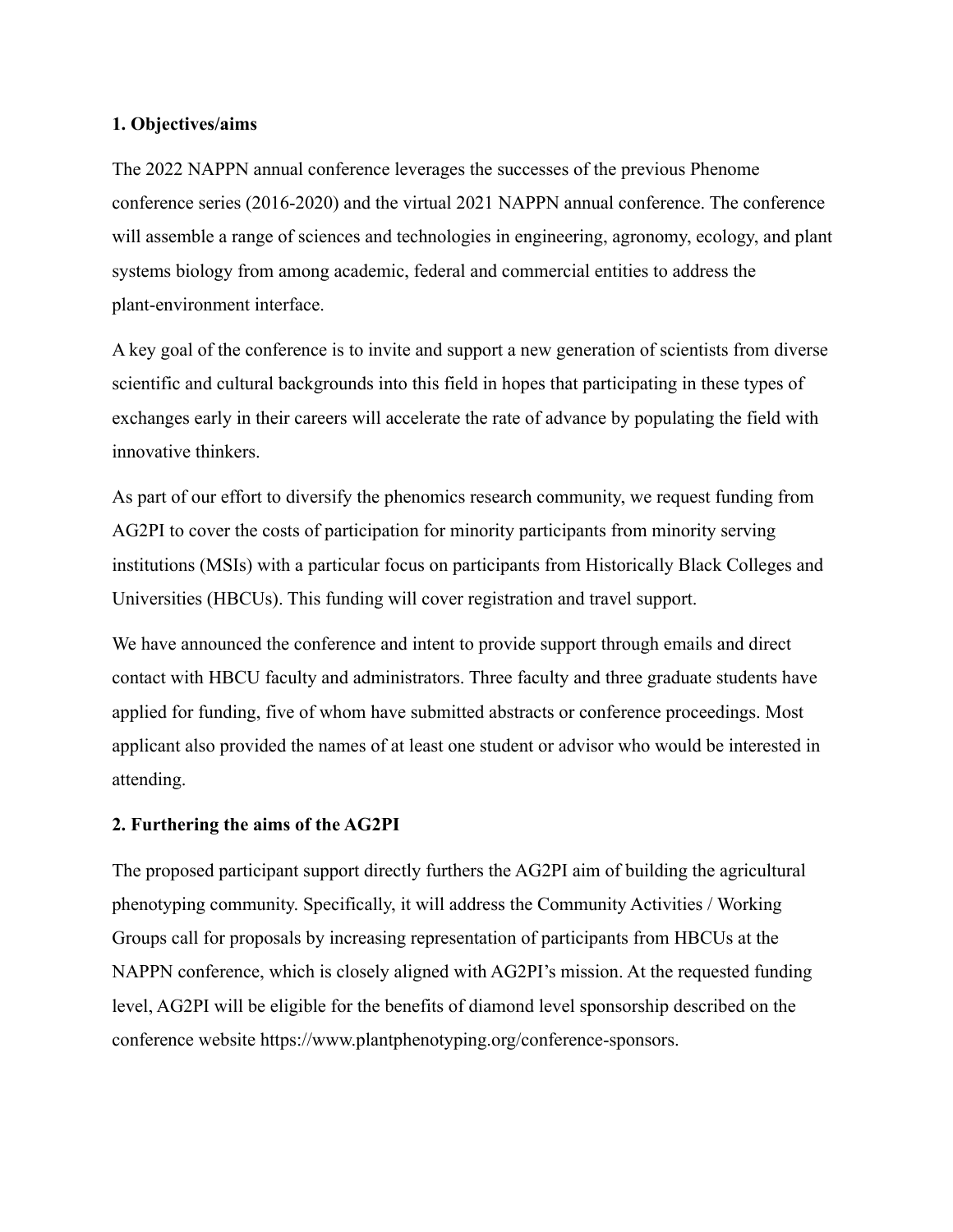**1. Objectives/aims**

The 2022 NAPPN annual conference leverages the successes of the previous Phenome conference series (2016-2020) and the virtual 2021 NAPPN annual conference. The conference will assemble a range of sciences and technologies in engineering, agronomy, ecology, and plant systems biology from among academic, federal and commercial entities to address the plant-environment interface.

A key goal of the conference is to invite and support a new generation of scientists from diverse scientific and cultural backgrounds into this field in hopes that participating in these types of exchanges early in their careers will accelerate the rate of advance by populating the field with innovative thinkers.

As part of our effort to diversify the phenomics research community, we request funding from AG2PI to cover the costs of participation for minority participants from minority serving institutions (MSIs) with a particular focus on participants from Historically Black Colleges and Universities (HBCUs). This funding will cover registration and travel support.

We have announced the conference and intent to provide support through emails and direct contact with HBCU faculty and administrators. Three faculty and three graduate students have applied for funding, five of whom have submitted abstracts or conference proceedings. Most applicant also provided the names of at least one student or advisor who would be interested in attending.

**2. Furthering the aims of the AG2PI**

The proposed participant support directly furthers the AG2PI aim of building the agricultural phenotyping community. Specifically, it will address the Community Activities / Working Groups call for proposals by increasing representation of participants from HBCUs at the NAPPN conference, which is closely aligned with AG2PI's mission. At the requested funding level, AG2PI will be eligible for the benefits of diamond level sponsorship described on the conference website https://www.plantphenotyping.org/conference-sponsors.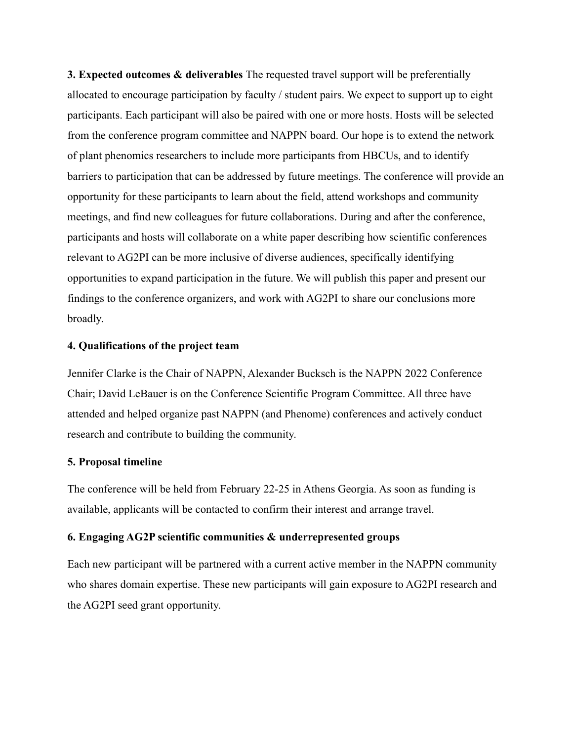**3. Expected outcomes & deliverables** The requested travel support will be preferentially allocated to encourage participation by faculty / student pairs. We expect to support up to eight participants. Each participant will also be paired with one or more hosts. Hosts will be selected from the conference program committee and NAPPN board. Our hope is to extend the network of plant phenomics researchers to include more participants from HBCUs, and to identify barriers to participation that can be addressed by future meetings. The conference will provide an opportunity for these participants to learn about the field, attend workshops and community meetings, and find new colleagues for future collaborations. During and after the conference, participants and hosts will collaborate on a white paper describing how scientific conferences relevant to AG2PI can be more inclusive of diverse audiences, specifically identifying opportunities to expand participation in the future. We will publish this paper and present our findings to the conference organizers, and work with AG2PI to share our conclusions more broadly.

**4. Qualifications of the project team**

Jennifer Clarke is the Chair of NAPPN, Alexander Bucksch is the NAPPN 2022 Conference Chair; David LeBauer is on the Conference Scientific Program Committee. All three have attended and helped organize past NAPPN (and Phenome) conferences and actively conduct research and contribute to building the community.

**5. Proposal timeline**

The conference will be held from February 22-25 in Athens Georgia. As soon as funding is available, applicants will be contacted to confirm their interest and arrange travel.

**6. Engaging AG2P scientific communities & underrepresented groups**

Each new participant will be partnered with a current active member in the NAPPN community who shares domain expertise. These new participants will gain exposure to AG2PI research and the AG2PI seed grant opportunity.